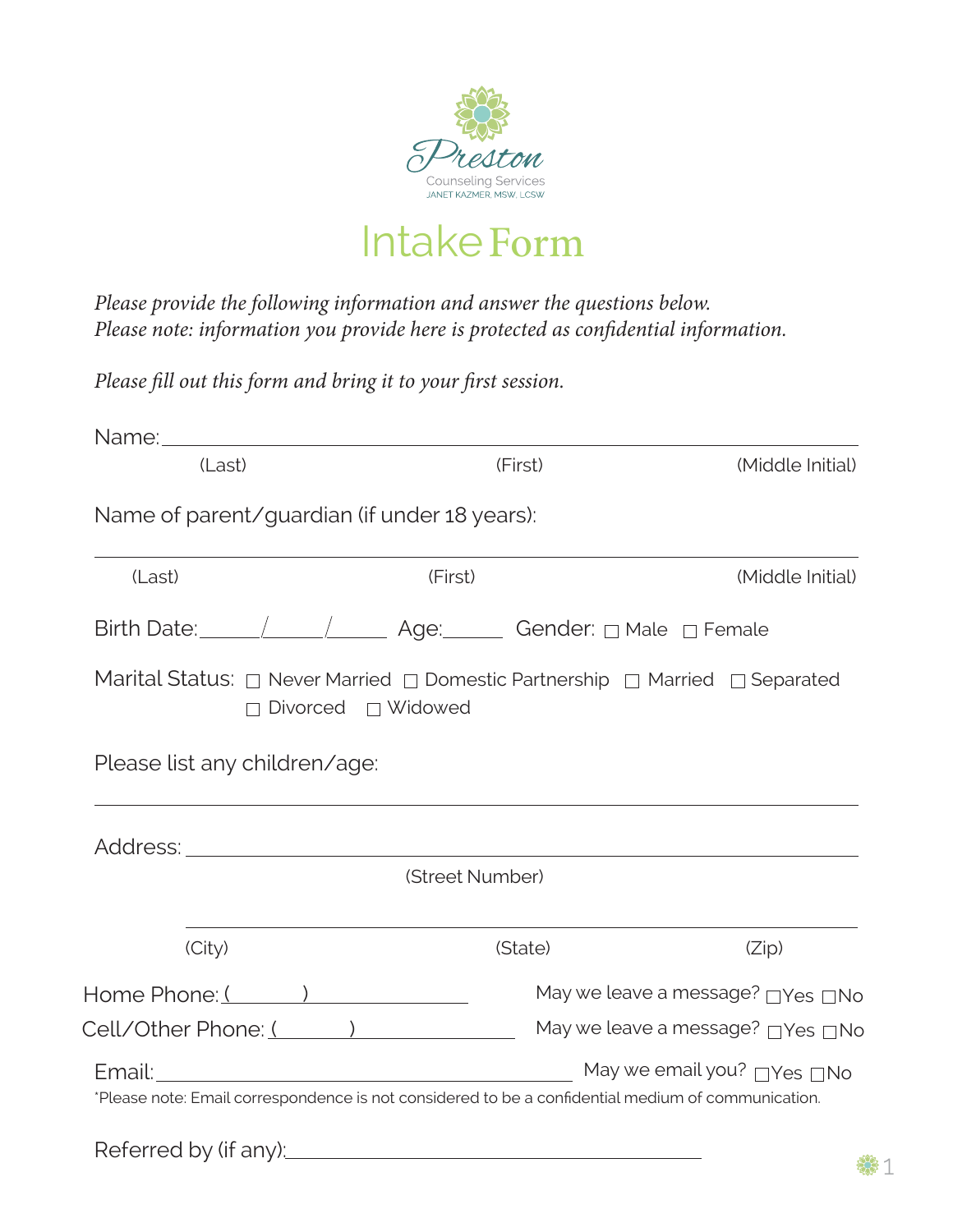Preston

Counseling Services

JANET KAZMER, MSW, LCSW

# Intake Form

*Please provide the following information and answer the questions below.*
*Please note: information you provide here is protected as confidential information.*

*Please fill out this form and bring it to your first session.*

Name: ______________________________________________

(Last) (First) (Middle Initial)

Name of parent/guardian (if under 18 years):

______________________________________________

(Last) (First) (Middle Initial)

Birth Date: _____/_____/_____ Age: _____ Gender: ☐ Male ☐ Female

Marital Status: ☐ Never Married ☐ Domestic Partnership ☐ Married ☐ Separated ☐ Divorced ☐ Widowed

Please list any children/age:

______________________________________________

Address: ______________________________________________

(Street Number)

______________________________________________

(City) (State) (Zip)

Home Phone: (______) ______________ May we leave a message? ☐Yes ☐No

Cell/Other Phone: (______) ______________ May we leave a message? ☐Yes ☐No

Email: ______________________________ May we email you? ☐Yes ☐No

*Please note: Email correspondence is not considered to be a confidential medium of communication.

Referred by (if any): ______________________________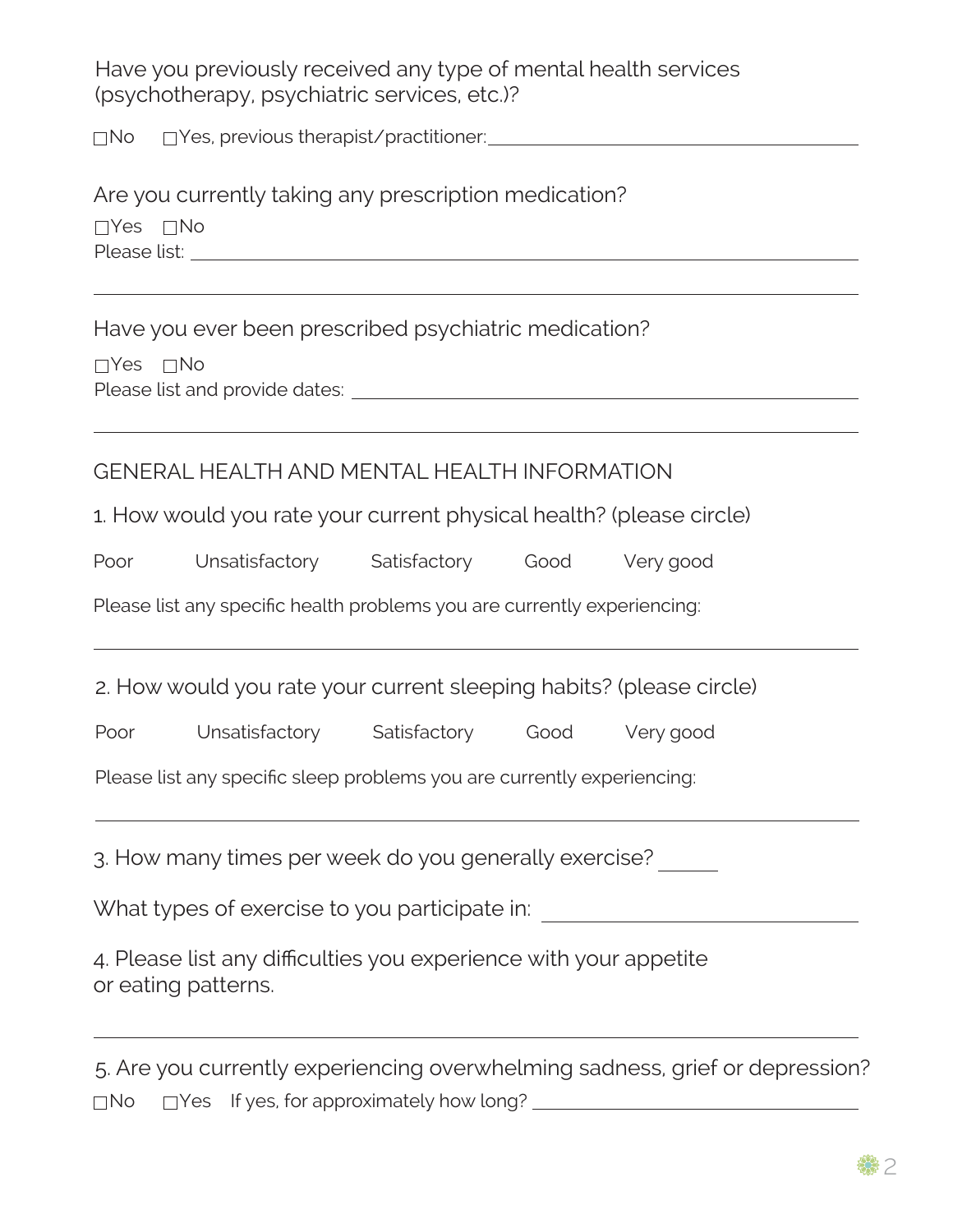Have you previously received any type of mental health services (psychotherapy, psychiatric services, etc.)?

☐No ☐Yes, previous therapist/practitioner: ______________________

Are you currently taking any prescription medication?

☐Yes ☐No

Please list: ______________________

______________________

Have you ever been prescribed psychiatric medication?

☐Yes ☐No

Please list and provide dates: ______________________

______________________

## GENERAL HEALTH AND MENTAL HEALTH INFORMATION

1. How would you rate your current physical health? (please circle)

Poor Unsatisfactory Satisfactory Good Very good

Please list any specific health problems you are currently experiencing:

______________________

2. How would you rate your current sleeping habits? (please circle)

Poor Unsatisfactory Satisfactory Good Very good

Please list any specific sleep problems you are currently experiencing:

______________________

3. How many times per week do you generally exercise? ______

What types of exercise to you participate in: ______________________

4. Please list any difficulties you experience with your appetite or eating patterns.

______________________

5. Are you currently experiencing overwhelming sadness, grief or depression?

☐No ☐Yes If yes, for approximately how long? ______________________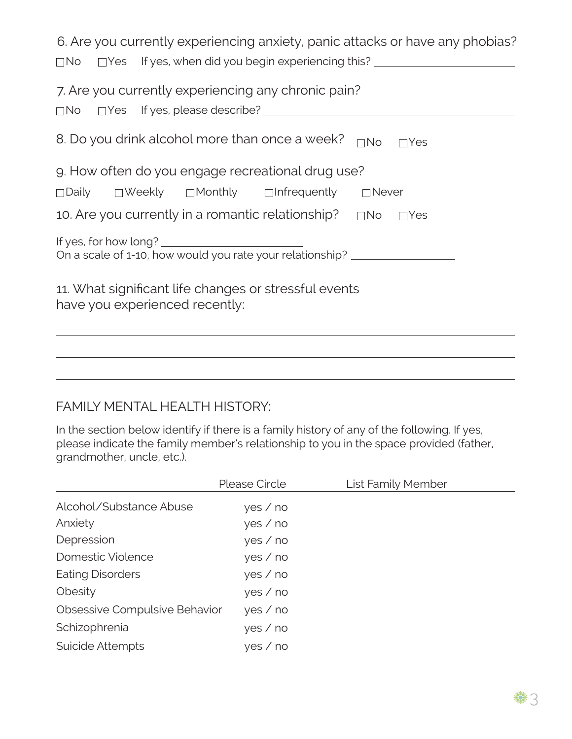6. Are you currently experiencing anxiety, panic attacks or have any phobias?

☐No ☐Yes If yes, when did you begin experiencing this? ________________________

7. Are you currently experiencing any chronic pain?

☐No ☐Yes If yes, please describe? ________________________________________________

8. Do you drink alcohol more than once a week? ☐No ☐Yes

9. How often do you engage recreational drug use?

☐Daily ☐Weekly ☐Monthly ☐Infrequently ☐Never

10. Are you currently in a romantic relationship? ☐No ☐Yes

If yes, for how long? ________________________
On a scale of 1-10, how would you rate your relationship? __________________

11. What significant life changes or stressful events have you experienced recently:

________________________________________________________________________________

________________________________________________________________________________

________________________________________________________________________________

FAMILY MENTAL HEALTH HISTORY:

In the section below identify if there is a family history of any of the following. If yes, please indicate the family member's relationship to you in the space provided (father, grandmother, uncle, etc.).

| | Please Circle | List Family Member |
|---|---|---|
| Alcohol/Substance Abuse | yes / no | |
| Anxiety | yes / no | |
| Depression | yes / no | |
| Domestic Violence | yes / no | |
| Eating Disorders | yes / no | |
| Obesity | yes / no | |
| Obsessive Compulsive Behavior | yes / no | |
| Schizophrenia | yes / no | |
| Suicide Attempts | yes / no | |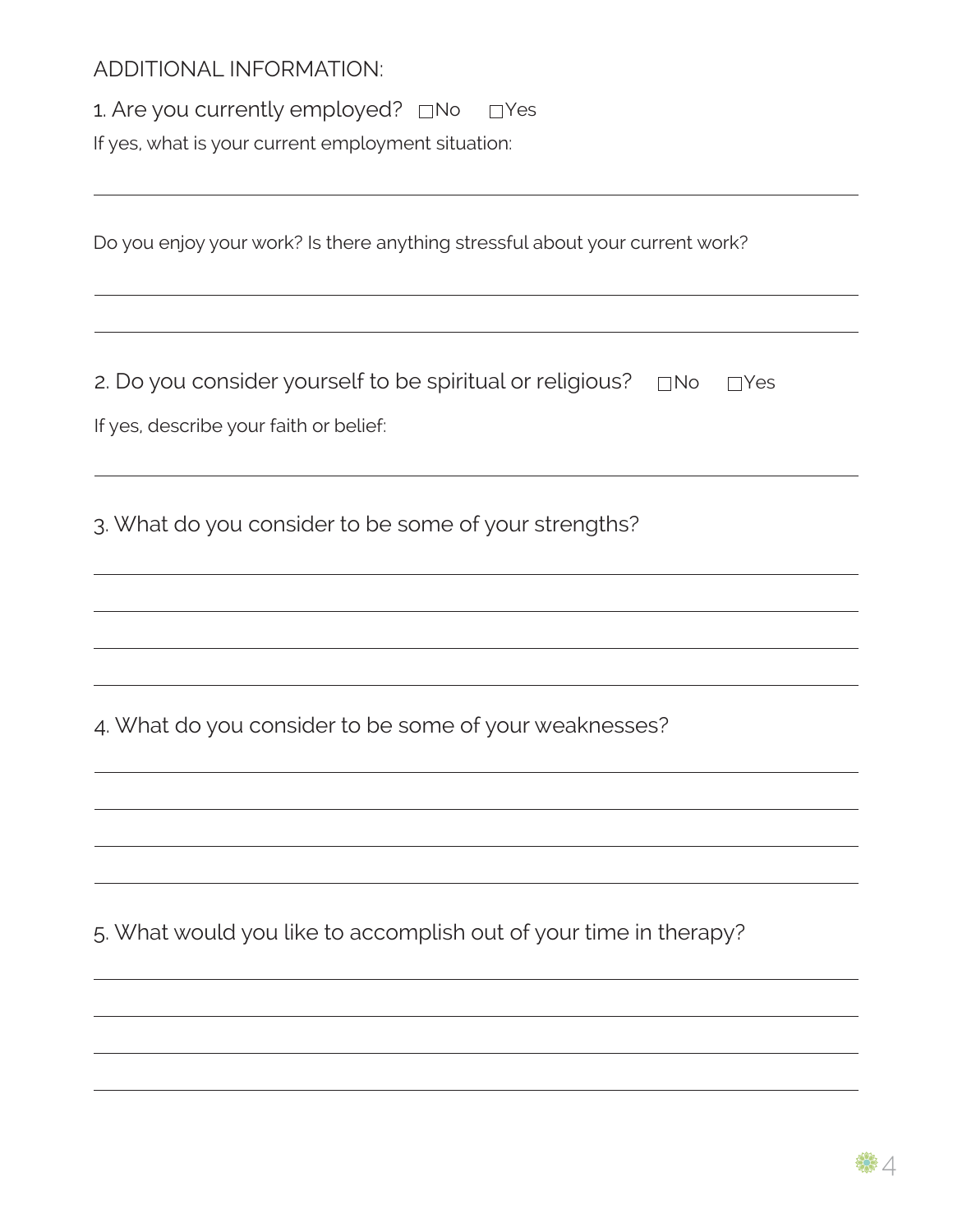ADDITIONAL INFORMATION:

1. Are you currently employed? ☐No ☐Yes

If yes, what is your current employment situation:

\_\_\_\_\_\_\_\_\_\_\_\_\_\_\_\_\_\_\_\_\_\_\_\_\_\_\_\_\_\_\_\_\_\_\_\_\_\_\_\_\_\_\_\_\_\_\_\_\_\_\_\_\_\_\_\_\_\_\_\_

Do you enjoy your work? Is there anything stressful about your current work?

\_\_\_\_\_\_\_\_\_\_\_\_\_\_\_\_\_\_\_\_\_\_\_\_\_\_\_\_\_\_\_\_\_\_\_\_\_\_\_\_\_\_\_\_\_\_\_\_\_\_\_\_\_\_\_\_\_\_\_\_

\_\_\_\_\_\_\_\_\_\_\_\_\_\_\_\_\_\_\_\_\_\_\_\_\_\_\_\_\_\_\_\_\_\_\_\_\_\_\_\_\_\_\_\_\_\_\_\_\_\_\_\_\_\_\_\_\_\_\_\_

2. Do you consider yourself to be spiritual or religious? ☐No ☐Yes

If yes, describe your faith or belief:

\_\_\_\_\_\_\_\_\_\_\_\_\_\_\_\_\_\_\_\_\_\_\_\_\_\_\_\_\_\_\_\_\_\_\_\_\_\_\_\_\_\_\_\_\_\_\_\_\_\_\_\_\_\_\_\_\_\_\_\_

3. What do you consider to be some of your strengths?

\_\_\_\_\_\_\_\_\_\_\_\_\_\_\_\_\_\_\_\_\_\_\_\_\_\_\_\_\_\_\_\_\_\_\_\_\_\_\_\_\_\_\_\_\_\_\_\_\_\_\_\_\_\_\_\_\_\_\_\_

\_\_\_\_\_\_\_\_\_\_\_\_\_\_\_\_\_\_\_\_\_\_\_\_\_\_\_\_\_\_\_\_\_\_\_\_\_\_\_\_\_\_\_\_\_\_\_\_\_\_\_\_\_\_\_\_\_\_\_\_

\_\_\_\_\_\_\_\_\_\_\_\_\_\_\_\_\_\_\_\_\_\_\_\_\_\_\_\_\_\_\_\_\_\_\_\_\_\_\_\_\_\_\_\_\_\_\_\_\_\_\_\_\_\_\_\_\_\_\_\_

\_\_\_\_\_\_\_\_\_\_\_\_\_\_\_\_\_\_\_\_\_\_\_\_\_\_\_\_\_\_\_\_\_\_\_\_\_\_\_\_\_\_\_\_\_\_\_\_\_\_\_\_\_\_\_\_\_\_\_\_

4. What do you consider to be some of your weaknesses?

\_\_\_\_\_\_\_\_\_\_\_\_\_\_\_\_\_\_\_\_\_\_\_\_\_\_\_\_\_\_\_\_\_\_\_\_\_\_\_\_\_\_\_\_\_\_\_\_\_\_\_\_\_\_\_\_\_\_\_\_

\_\_\_\_\_\_\_\_\_\_\_\_\_\_\_\_\_\_\_\_\_\_\_\_\_\_\_\_\_\_\_\_\_\_\_\_\_\_\_\_\_\_\_\_\_\_\_\_\_\_\_\_\_\_\_\_\_\_\_\_

\_\_\_\_\_\_\_\_\_\_\_\_\_\_\_\_\_\_\_\_\_\_\_\_\_\_\_\_\_\_\_\_\_\_\_\_\_\_\_\_\_\_\_\_\_\_\_\_\_\_\_\_\_\_\_\_\_\_\_\_

\_\_\_\_\_\_\_\_\_\_\_\_\_\_\_\_\_\_\_\_\_\_\_\_\_\_\_\_\_\_\_\_\_\_\_\_\_\_\_\_\_\_\_\_\_\_\_\_\_\_\_\_\_\_\_\_\_\_\_\_

5. What would you like to accomplish out of your time in therapy?

\_\_\_\_\_\_\_\_\_\_\_\_\_\_\_\_\_\_\_\_\_\_\_\_\_\_\_\_\_\_\_\_\_\_\_\_\_\_\_\_\_\_\_\_\_\_\_\_\_\_\_\_\_\_\_\_\_\_\_\_

\_\_\_\_\_\_\_\_\_\_\_\_\_\_\_\_\_\_\_\_\_\_\_\_\_\_\_\_\_\_\_\_\_\_\_\_\_\_\_\_\_\_\_\_\_\_\_\_\_\_\_\_\_\_\_\_\_\_\_\_

\_\_\_\_\_\_\_\_\_\_\_\_\_\_\_\_\_\_\_\_\_\_\_\_\_\_\_\_\_\_\_\_\_\_\_\_\_\_\_\_\_\_\_\_\_\_\_\_\_\_\_\_\_\_\_\_\_\_\_\_

\_\_\_\_\_\_\_\_\_\_\_\_\_\_\_\_\_\_\_\_\_\_\_\_\_\_\_\_\_\_\_\_\_\_\_\_\_\_\_\_\_\_\_\_\_\_\_\_\_\_\_\_\_\_\_\_\_\_\_\_